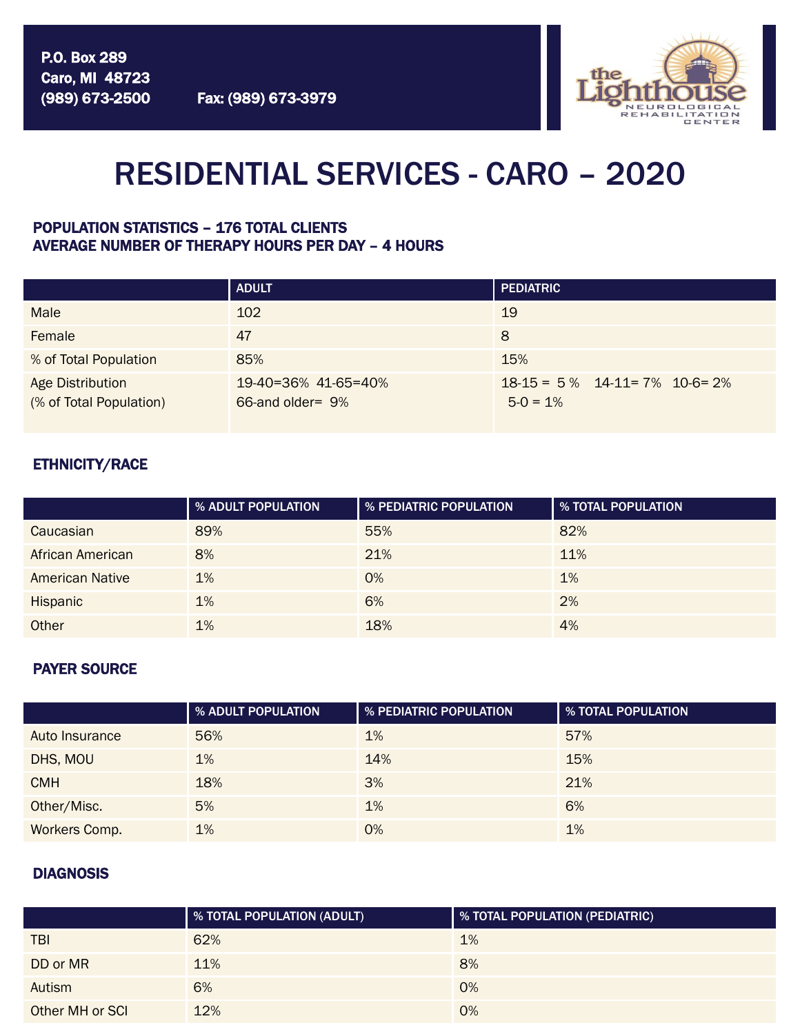P.O. Box 289
Caro, MI 48723
(989) 673-2500 Fax: (989) 673-3979

the Lighthouse
NEUROLOGICAL REHABILITATION CENTER

# RESIDENTIAL SERVICES - CARO – 2020

### POPULATION STATISTICS – 176 TOTAL CLIENTS
### AVERAGE NUMBER OF THERAPY HOURS PER DAY – 4 HOURS

| | ADULT | PEDIATRIC |
|---|---|---|
| Male | 102 | 19 |
| Female | 47 | 8 |
| % of Total Population | 85% | 15% |
| Age Distribution (% of Total Population) | 19-40=36% 41-65=40% 66-and older= 9% | 18-15 = 5 % 14-11= 7% 10-6= 2% 5-0 = 1% |

### ETHNICITY/RACE

| | % ADULT POPULATION | % PEDIATRIC POPULATION | % TOTAL POPULATION |
|---|---|---|---|
| Caucasian | 89% | 55% | 82% |
| African American | 8% | 21% | 11% |
| American Native | 1% | 0% | 1% |
| Hispanic | 1% | 6% | 2% |
| Other | 1% | 18% | 4% |

### PAYER SOURCE

| | % ADULT POPULATION | % PEDIATRIC POPULATION | % TOTAL POPULATION |
|---|---|---|---|
| Auto Insurance | 56% | 1% | 57% |
| DHS, MOU | 1% | 14% | 15% |
| CMH | 18% | 3% | 21% |
| Other/Misc. | 5% | 1% | 6% |
| Workers Comp. | 1% | 0% | 1% |

### DIAGNOSIS

| | % TOTAL POPULATION (ADULT) | % TOTAL POPULATION (PEDIATRIC) |
|---|---|---|
| TBI | 62% | 1% |
| DD or MR | 11% | 8% |
| Autism | 6% | 0% |
| Other MH or SCI | 12% | 0% |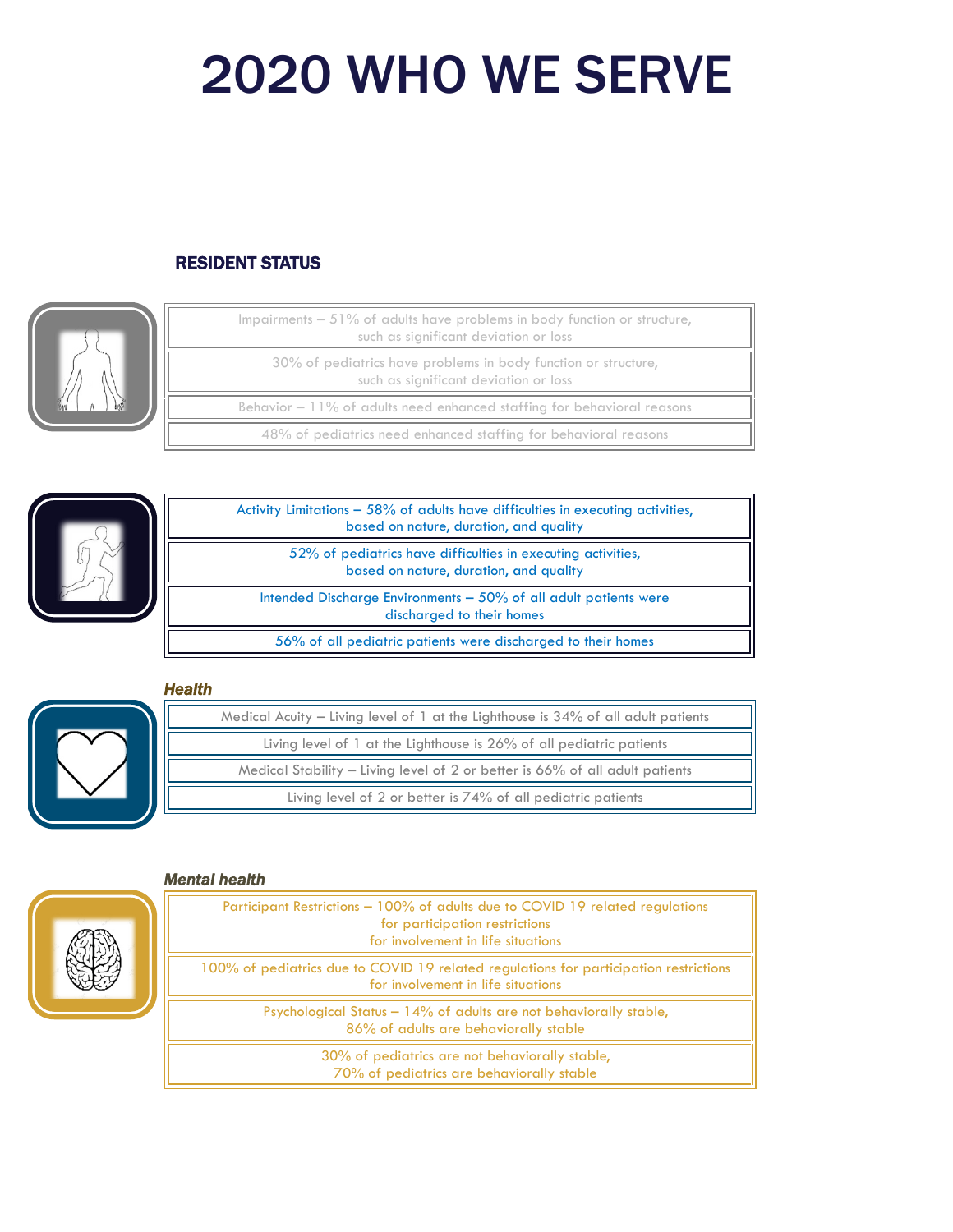# 2020 WHO WE SERVE

## RESIDENT STATUS

Impairments – 51% of adults have problems in body function or structure, such as significant deviation or loss

30% of pediatrics have problems in body function or structure, such as significant deviation or loss

Behavior – 11% of adults need enhanced staffing for behavioral reasons

48% of pediatrics need enhanced staffing for behavioral reasons

Activity Limitations – 58% of adults have difficulties in executing activities, based on nature, duration, and quality

52% of pediatrics have difficulties in executing activities, based on nature, duration, and quality

Intended Discharge Environments – 50% of all adult patients were discharged to their homes

56% of all pediatric patients were discharged to their homes

### *Health*

Medical Acuity – Living level of 1 at the Lighthouse is 34% of all adult patients

Living level of 1 at the Lighthouse is 26% of all pediatric patients

Medical Stability – Living level of 2 or better is 66% of all adult patients

Living level of 2 or better is 74% of all pediatric patients

### *Mental health*

Participant Restrictions – 100% of adults due to COVID 19 related regulations for participation restrictions for involvement in life situations

100% of pediatrics due to COVID 19 related regulations for participation restrictions for involvement in life situations

Psychological Status – 14% of adults are not behaviorally stable, 86% of adults are behaviorally stable

30% of pediatrics are not behaviorally stable, 70% of pediatrics are behaviorally stable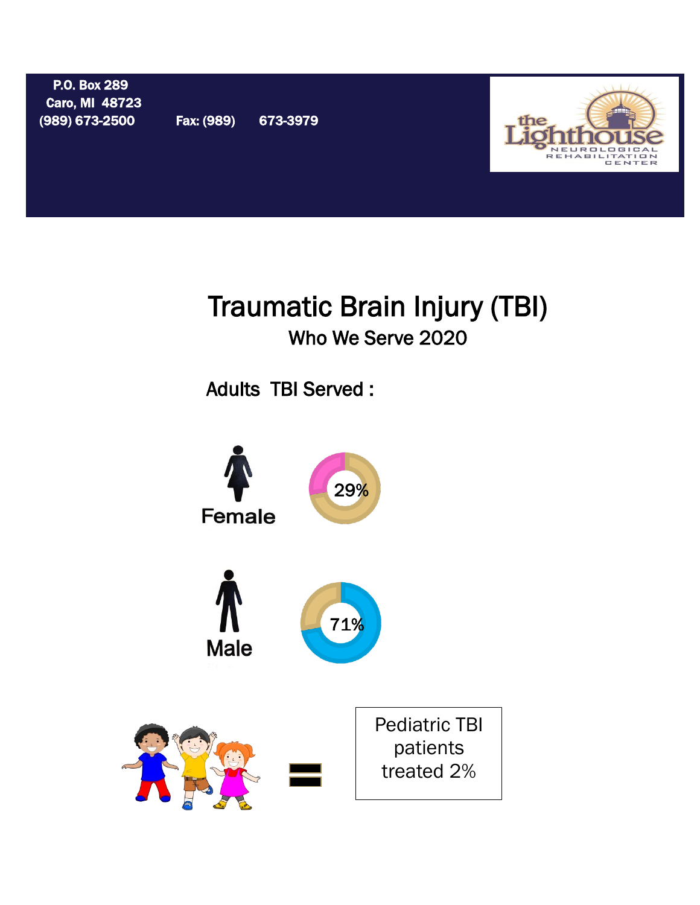P.O. Box 289
Caro, MI 48723
(989) 673-2500 Fax: (989) 673-3979

the Lighthouse
NEUROLOGICAL
REHABILITATION
CENTER

# Traumatic Brain Injury (TBI)

## Who We Serve 2020

### Adults TBI Served :

Female

29%

Male

71%

Pediatric TBI patients treated 2%